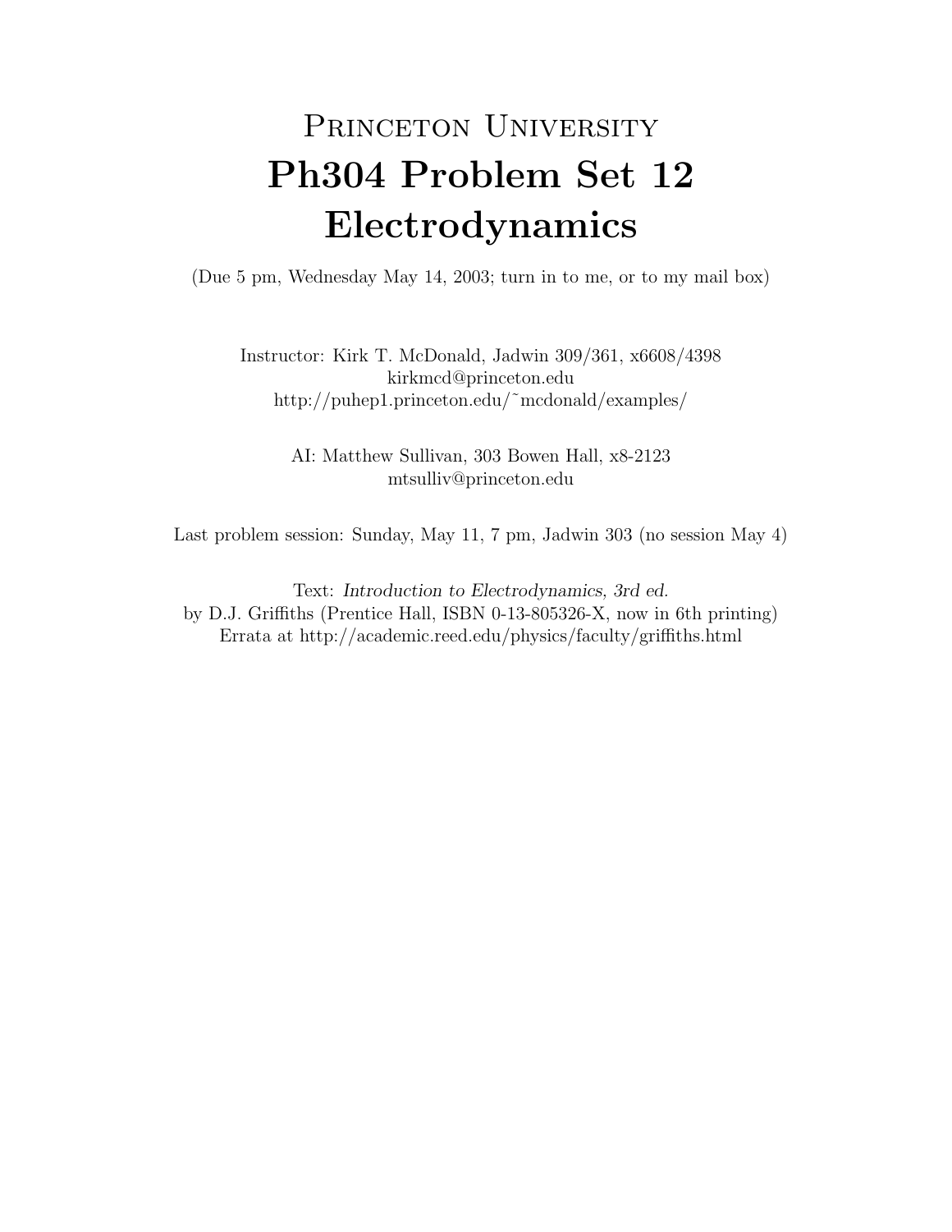# Princeton University

# Ph304 Problem Set 12

# Electrodynamics

(Due 5 pm, Wednesday May 14, 2003; turn in to me, or to my mail box)

Instructor: Kirk T. McDonald, Jadwin 309/361, x6608/4398
kirkmcd@princeton.edu
http://puhep1.princeton.edu/~mcdonald/examples/

AI: Matthew Sullivan, 303 Bowen Hall, x8-2123
mtsulliv@princeton.edu

Last problem session: Sunday, May 11, 7 pm, Jadwin 303 (no session May 4)

Text: *Introduction to Electrodynamics, 3rd ed.*
by D.J. Griffiths (Prentice Hall, ISBN 0-13-805326-X, now in 6th printing)
Errata at http://academic.reed.edu/physics/faculty/griffiths.html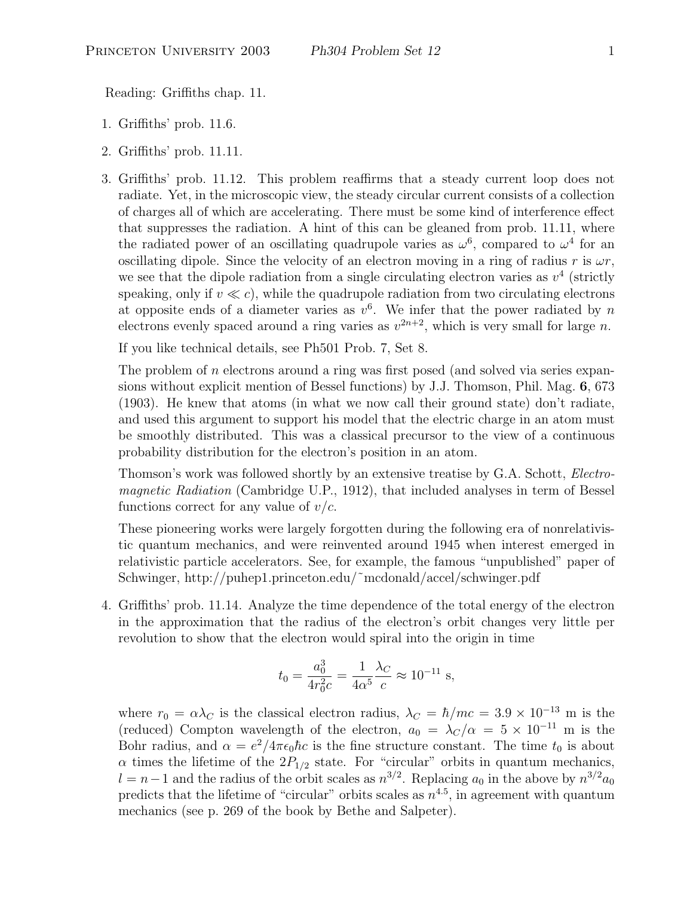Reading: Griffiths chap. 11.

1. Griffiths' prob. 11.6.

2. Griffiths' prob. 11.11.

3. Griffiths' prob. 11.12. This problem reaffirms that a steady current loop does not radiate. Yet, in the microscopic view, the steady circular current consists of a collection of charges all of which are accelerating. There must be some kind of interference effect that suppresses the radiation. A hint of this can be gleaned from prob. 11.11, where the radiated power of an oscillating quadrupole varies as $\omega^6$, compared to $\omega^4$ for an oscillating dipole. Since the velocity of an electron moving in a ring of radius $r$ is $\omega r$, we see that the dipole radiation from a single circulating electron varies as $v^4$ (strictly speaking, only if $v \ll c$), while the quadrupole radiation from two circulating electrons at opposite ends of a diameter varies as $v^6$. We infer that the power radiated by $n$ electrons evenly spaced around a ring varies as $v^{2n+2}$, which is very small for large $n$.

   If you like technical details, see Ph501 Prob. 7, Set 8.

   The problem of $n$ electrons around a ring was first posed (and solved via series expansions without explicit mention of Bessel functions) by J.J. Thomson, Phil. Mag. **6**, 673 (1903). He knew that atoms (in what we now call their ground state) don't radiate, and used this argument to support his model that the electric charge in an atom must be smoothly distributed. This was a classical precursor to the view of a continuous probability distribution for the electron's position in an atom.

   Thomson's work was followed shortly by an extensive treatise by G.A. Schott, *Electromagnetic Radiation* (Cambridge U.P., 1912), that included analyses in term of Bessel functions correct for any value of $v/c$.

   These pioneering works were largely forgotten during the following era of nonrelativistic quantum mechanics, and were reinvented around 1945 when interest emerged in relativistic particle accelerators. See, for example, the famous "unpublished" paper of Schwinger, http://puhep1.princeton.edu/~mcdonald/accel/schwinger.pdf

4. Griffiths' prob. 11.14. Analyze the time dependence of the total energy of the electron in the approximation that the radius of the electron's orbit changes very little per revolution to show that the electron would spiral into the origin in time

$$t_0 = \frac{a_0^3}{4r_0^2 c} = \frac{1}{4\alpha^5}\frac{\lambda_C}{c} \approx 10^{-11} \text{ s},$$

   where $r_0 = \alpha\lambda_C$ is the classical electron radius, $\lambda_C = \hbar/mc = 3.9 \times 10^{-13}$ m is the (reduced) Compton wavelength of the electron, $a_0 = \lambda_C/\alpha = 5 \times 10^{-11}$ m is the Bohr radius, and $\alpha = e^2/4\pi\epsilon_0\hbar c$ is the fine structure constant. The time $t_0$ is about $\alpha$ times the lifetime of the $2P_{1/2}$ state. For "circular" orbits in quantum mechanics, $l = n-1$ and the radius of the orbit scales as $n^{3/2}$. Replacing $a_0$ in the above by $n^{3/2}a_0$ predicts that the lifetime of "circular" orbits scales as $n^{4.5}$, in agreement with quantum mechanics (see p. 269 of the book by Bethe and Salpeter).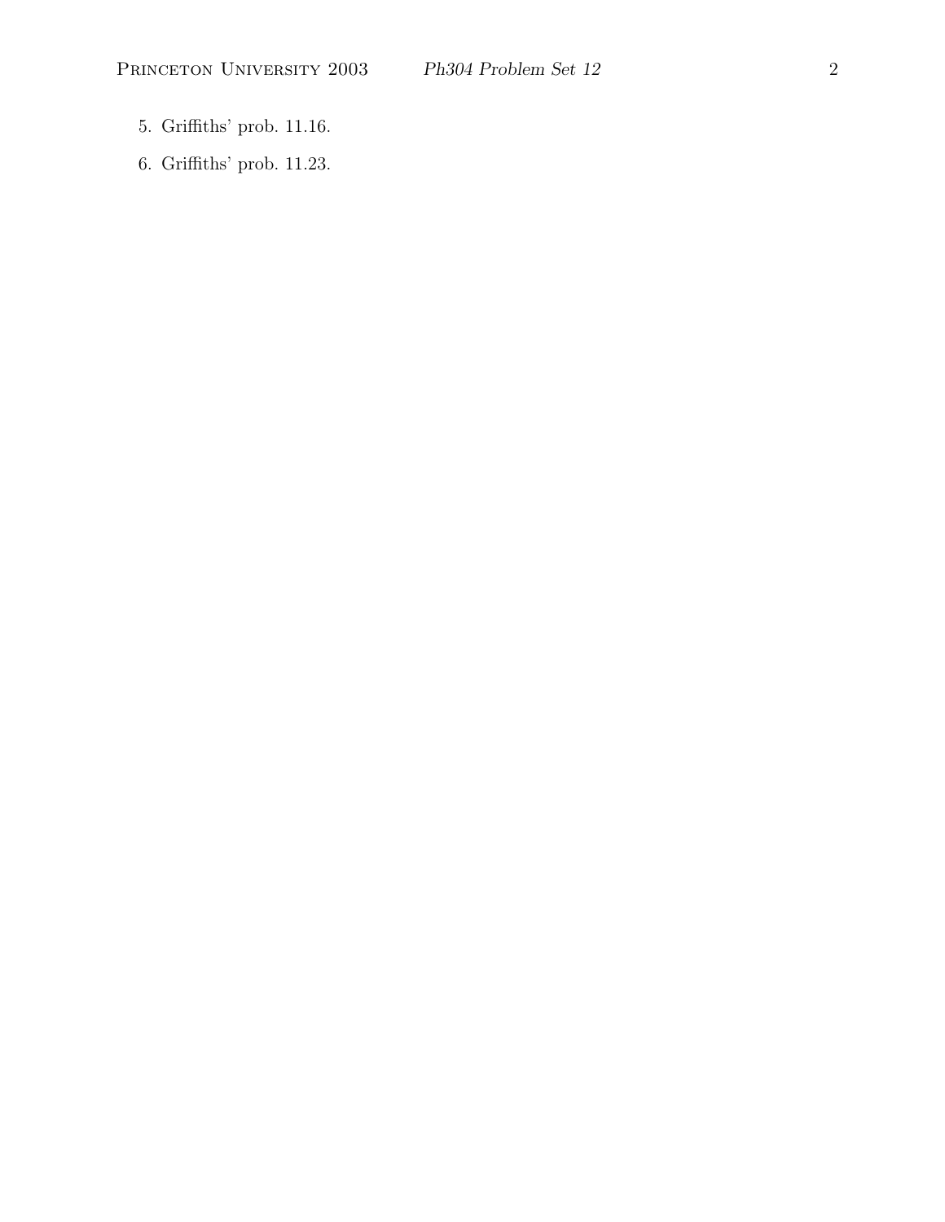5. Griffiths' prob. 11.16.
6. Griffiths' prob. 11.23.